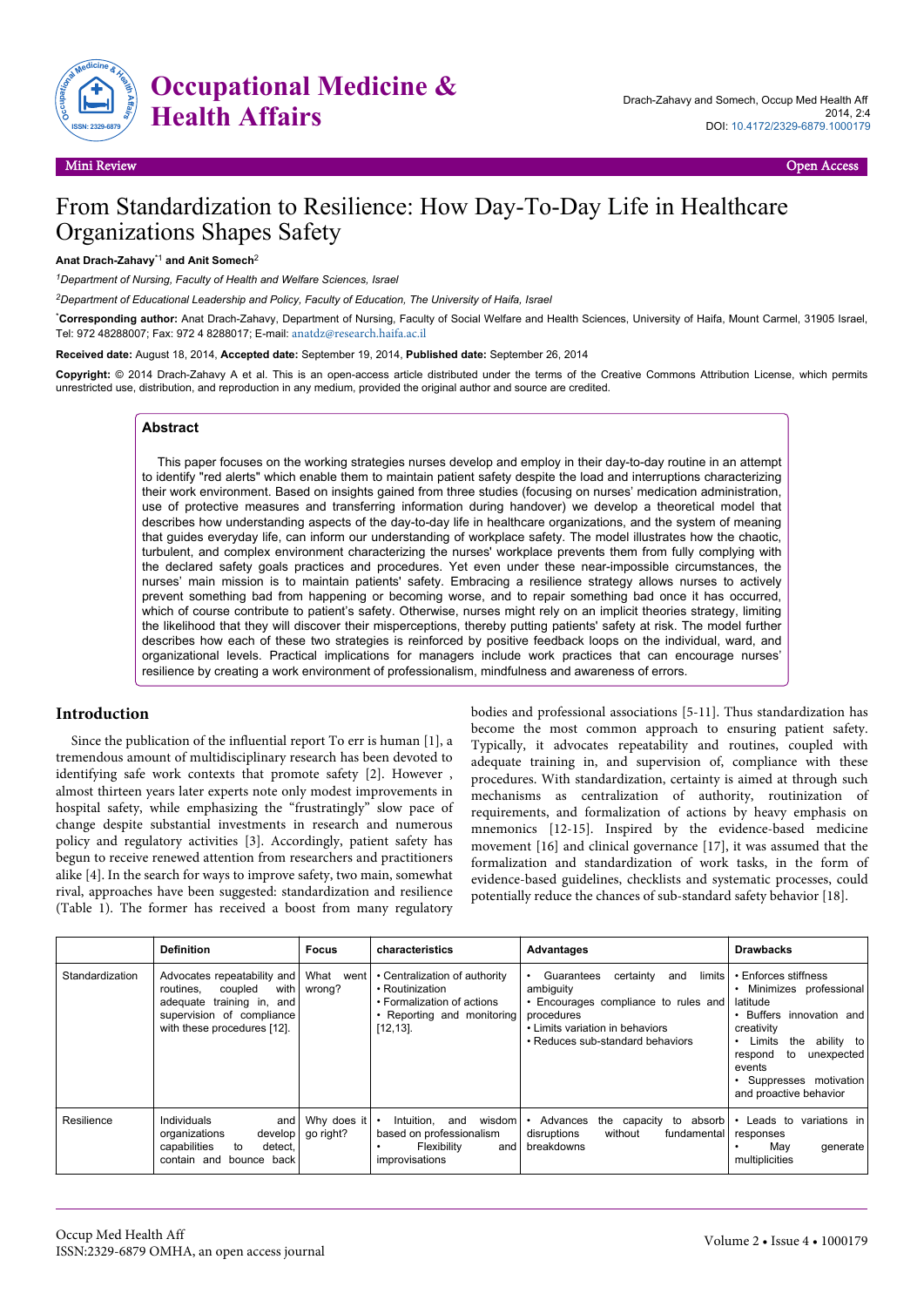Mini Review | Open Access

# From Standardization to Resilience: How Day-To-Day Life in Healthcare Organizations Shapes Safety

**Anat Drach-Zahavy**[*1] **and Anit Somech**[2]

[1]*Department of Nursing, Faculty of Health and Welfare Sciences, Israel*

[2]*Department of Educational Leadership and Policy, Faculty of Education, The University of Haifa, Israel*

[*]**Corresponding author:** Anat Drach-Zahavy, Department of Nursing, Faculty of Social Welfare and Health Sciences, University of Haifa, Mount Carmel, 31905 Israel, Tel: 972 48288007; Fax: 972 4 8288017; E-mail: anatdz@research.haifa.ac.il

**Received date:** August 18, 2014, **Accepted date:** September 19, 2014, **Published date:** September 26, 2014

**Copyright:** © 2014 Drach-Zahavy A et al. This is an open-access article distributed under the terms of the Creative Commons Attribution License, which permits unrestricted use, distribution, and reproduction in any medium, provided the original author and source are credited.

## Abstract

This paper focuses on the working strategies nurses develop and employ in their day-to-day routine in an attempt to identify "red alerts" which enable them to maintain patient safety despite the load and interruptions characterizing their work environment. Based on insights gained from three studies (focusing on nurses' medication administration, use of protective measures and transferring information during handover) we develop a theoretical model that describes how understanding aspects of the day-to-day life in healthcare organizations, and the system of meaning that guides everyday life, can inform our understanding of workplace safety. The model illustrates how the chaotic, turbulent, and complex environment characterizing the nurses' workplace prevents them from fully complying with the declared safety goals practices and procedures. Yet even under these near-impossible circumstances, the nurses' main mission is to maintain patients' safety. Embracing a resilience strategy allows nurses to actively prevent something bad from happening or becoming worse, and to repair something bad once it has occurred, which of course contribute to patient's safety. Otherwise, nurses might rely on an implicit theories strategy, limiting the likelihood that they will discover their misperceptions, thereby putting patients' safety at risk. The model further describes how each of these two strategies is reinforced by positive feedback loops on the individual, ward, and organizational levels. Practical implications for managers include work practices that can encourage nurses' resilience by creating a work environment of professionalism, mindfulness and awareness of errors.

## Introduction

Since the publication of the influential report To err is human [1], a tremendous amount of multidisciplinary research has been devoted to identifying safe work contexts that promote safety [2]. However , almost thirteen years later experts note only modest improvements in hospital safety, while emphasizing the "frustratingly" slow pace of change despite substantial investments in research and numerous policy and regulatory activities [3]. Accordingly, patient safety has begun to receive renewed attention from researchers and practitioners alike [4]. In the search for ways to improve safety, two main, somewhat rival, approaches have been suggested: standardization and resilience (Table 1). The former has received a boost from many regulatory bodies and professional associations [5-11]. Thus standardization has become the most common approach to ensuring patient safety. Typically, it advocates repeatability and routines, coupled with adequate training in, and supervision of, compliance with these procedures. With standardization, certainty is aimed at through such mechanisms as centralization of authority, routinization of requirements, and formalization of actions by heavy emphasis on mnemonics [12-15]. Inspired by the evidence-based medicine movement [16] and clinical governance [17], it was assumed that the formalization and standardization of work tasks, in the form of evidence-based guidelines, checklists and systematic processes, could potentially reduce the chances of sub-standard safety behavior [18].

| | Definition | Focus | characteristics | Advantages | Drawbacks |
|---|---|---|---|---|---|
| Standardization | Advocates repeatability and routines, coupled with adequate training in, and supervision of compliance with these procedures [12]. | What went wrong? | • Centralization of authority<br>• Routinization<br>• Formalization of actions<br>• Reporting and monitoring [12,13]. | • Guarantees certainty and limits ambiguity<br>• Encourages compliance to rules and procedures<br>• Limits variation in behaviors<br>• Reduces sub-standard behaviors | • Enforces stiffness<br>• Minimizes professional latitude<br>• Buffers innovation and creativity<br>• Limits the ability to respond to unexpected events<br>• Suppresses motivation and proactive behavior |
| Resilience | Individuals and organizations develop capabilities to detect, contain and bounce back | Why does it go right? | • Intuition, and wisdom based on professionalism<br>• Flexibility and improvisations | • Advances the capacity to absorb disruptions without fundamental breakdowns | • Leads to variations in responses<br>• May generate multiplicities |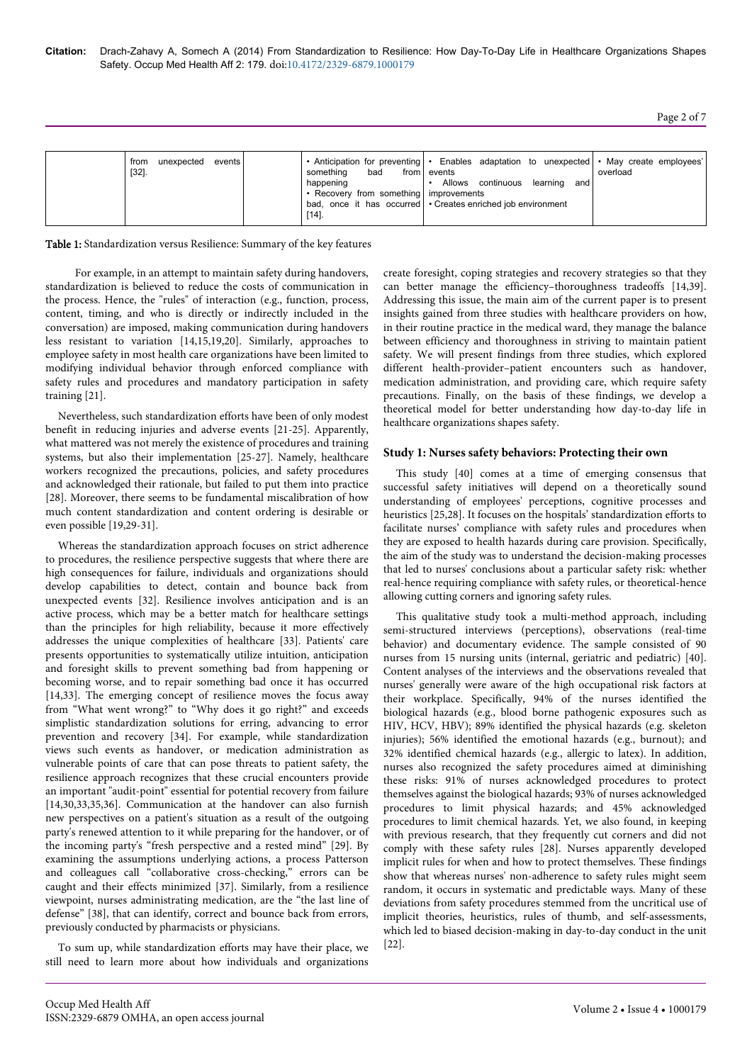| | from unexpected events [32]. | | • Anticipation for preventing something bad from happening<br>• Recovery from something bad, once it has occurred [14]. | • Enables adaptation to unexpected events<br>• Allows continuous learning and improvements<br>• Creates enriched job environment | • May create employees' overload |
|---|---|---|---|---|---|

Table 1: Standardization versus Resilience: Summary of the key features

For example, in an attempt to maintain safety during handovers, standardization is believed to reduce the costs of communication in the process. Hence, the "rules" of interaction (e.g., function, process, content, timing, and who is directly or indirectly included in the conversation) are imposed, making communication during handovers less resistant to variation [14,15,19,20]. Similarly, approaches to employee safety in most health care organizations have been limited to modifying individual behavior through enforced compliance with safety rules and procedures and mandatory participation in safety training [21].

Nevertheless, such standardization efforts have been of only modest benefit in reducing injuries and adverse events [21-25]. Apparently, what mattered was not merely the existence of procedures and training systems, but also their implementation [25-27]. Namely, healthcare workers recognized the precautions, policies, and safety procedures and acknowledged their rationale, but failed to put them into practice [28]. Moreover, there seems to be fundamental miscalibration of how much content standardization and content ordering is desirable or even possible [19,29-31].

Whereas the standardization approach focuses on strict adherence to procedures, the resilience perspective suggests that where there are high consequences for failure, individuals and organizations should develop capabilities to detect, contain and bounce back from unexpected events [32]. Resilience involves anticipation and is an active process, which may be a better match for healthcare settings than the principles for high reliability, because it more effectively addresses the unique complexities of healthcare [33]. Patients' care presents opportunities to systematically utilize intuition, anticipation and foresight skills to prevent something bad from happening or becoming worse, and to repair something bad once it has occurred [14,33]. The emerging concept of resilience moves the focus away from "What went wrong?" to "Why does it go right?" and exceeds simplistic standardization solutions for erring, advancing to error prevention and recovery [34]. For example, while standardization views such events as handover, or medication administration as vulnerable points of care that can pose threats to patient safety, the resilience approach recognizes that these crucial encounters provide an important "audit-point" essential for potential recovery from failure [14,30,33,35,36]. Communication at the handover can also furnish new perspectives on a patient's situation as a result of the outgoing party's renewed attention to it while preparing for the handover, or of the incoming party's "fresh perspective and a rested mind" [29]. By examining the assumptions underlying actions, a process Patterson and colleagues call "collaborative cross-checking," errors can be caught and their effects minimized [37]. Similarly, from a resilience viewpoint, nurses administrating medication, are the "the last line of defense" [38], that can identify, correct and bounce back from errors, previously conducted by pharmacists or physicians.

To sum up, while standardization efforts may have their place, we still need to learn more about how individuals and organizations create foresight, coping strategies and recovery strategies so that they can better manage the efficiency–thoroughness tradeoffs [14,39]. Addressing this issue, the main aim of the current paper is to present insights gained from three studies with healthcare providers on how, in their routine practice in the medical ward, they manage the balance between efficiency and thoroughness in striving to maintain patient safety. We will present findings from three studies, which explored different health-provider–patient encounters such as handover, medication administration, and providing care, which require safety precautions. Finally, on the basis of these findings, we develop a theoretical model for better understanding how day-to-day life in healthcare organizations shapes safety.

## Study 1: Nurses safety behaviors: Protecting their own

This study [40] comes at a time of emerging consensus that successful safety initiatives will depend on a theoretically sound understanding of employees' perceptions, cognitive processes and heuristics [25,28]. It focuses on the hospitals' standardization efforts to facilitate nurses' compliance with safety rules and procedures when they are exposed to health hazards during care provision. Specifically, the aim of the study was to understand the decision-making processes that led to nurses' conclusions about a particular safety risk: whether real-hence requiring compliance with safety rules, or theoretical-hence allowing cutting corners and ignoring safety rules.

This qualitative study took a multi-method approach, including semi-structured interviews (perceptions), observations (real-time behavior) and documentary evidence. The sample consisted of 90 nurses from 15 nursing units (internal, geriatric and pediatric) [40]. Content analyses of the interviews and the observations revealed that nurses' generally were aware of the high occupational risk factors at their workplace. Specifically, 94% of the nurses identified the biological hazards (e.g., blood borne pathogenic exposures such as HIV, HCV, HBV); 89% identified the physical hazards (e.g. skeleton injuries); 56% identified the emotional hazards (e.g., burnout); and 32% identified chemical hazards (e.g., allergic to latex). In addition, nurses also recognized the safety procedures aimed at diminishing these risks: 91% of nurses acknowledged procedures to protect themselves against the biological hazards; 93% of nurses acknowledged procedures to limit physical hazards; and 45% acknowledged procedures to limit chemical hazards. Yet, we also found, in keeping with previous research, that they frequently cut corners and did not comply with these safety rules [28]. Nurses apparently developed implicit rules for when and how to protect themselves. These findings show that whereas nurses' non-adherence to safety rules might seem random, it occurs in systematic and predictable ways. Many of these deviations from safety procedures stemmed from the uncritical use of implicit theories, heuristics, rules of thumb, and self-assessments, which led to biased decision-making in day-to-day conduct in the unit [22].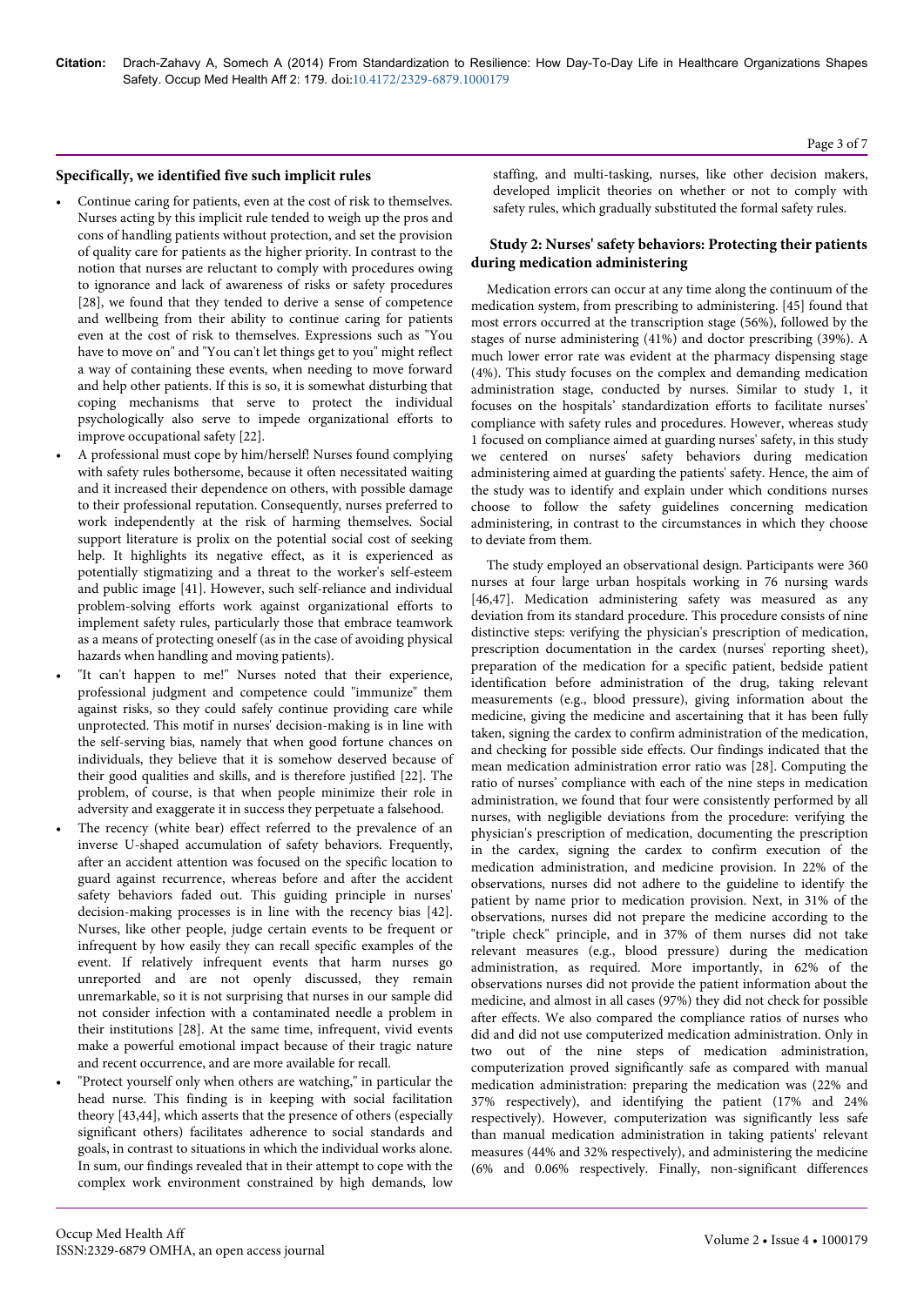**Specifically, we identified five such implicit rules**

- Continue caring for patients, even at the cost of risk to themselves. Nurses acting by this implicit rule tended to weigh up the pros and cons of handling patients without protection, and set the provision of quality care for patients as the higher priority. In contrast to the notion that nurses are reluctant to comply with procedures owing to ignorance and lack of awareness of risks or safety procedures [28], we found that they tended to derive a sense of competence and wellbeing from their ability to continue caring for patients even at the cost of risk to themselves. Expressions such as "You have to move on" and "You can't let things get to you" might reflect a way of containing these events, when needing to move forward and help other patients. If this is so, it is somewhat disturbing that coping mechanisms that serve to protect the individual psychologically also serve to impede organizational efforts to improve occupational safety [22].
- A professional must cope by him/herself! Nurses found complying with safety rules bothersome, because it often necessitated waiting and it increased their dependence on others, with possible damage to their professional reputation. Consequently, nurses preferred to work independently at the risk of harming themselves. Social support literature is prolix on the potential social cost of seeking help. It highlights its negative effect, as it is experienced as potentially stigmatizing and a threat to the worker's self-esteem and public image [41]. However, such self-reliance and individual problem-solving efforts work against organizational efforts to implement safety rules, particularly those that embrace teamwork as a means of protecting oneself (as in the case of avoiding physical hazards when handling and moving patients).
- "It can't happen to me!" Nurses noted that their experience, professional judgment and competence could "immunize" them against risks, so they could safely continue providing care while unprotected. This motif in nurses' decision-making is in line with the self-serving bias, namely that when good fortune chances on individuals, they believe that it is somehow deserved because of their good qualities and skills, and is therefore justified [22]. The problem, of course, is that when people minimize their role in adversity and exaggerate it in success they perpetuate a falsehood.
- The recency (white bear) effect referred to the prevalence of an inverse U-shaped accumulation of safety behaviors. Frequently, after an accident attention was focused on the specific location to guard against recurrence, whereas before and after the accident safety behaviors faded out. This guiding principle in nurses' decision-making processes is in line with the recency bias [42]. Nurses, like other people, judge certain events to be frequent or infrequent by how easily they can recall specific examples of the event. If relatively infrequent events that harm nurses go unreported and are not openly discussed, they remain unremarkable, so it is not surprising that nurses in our sample did not consider infection with a contaminated needle a problem in their institutions [28]. At the same time, infrequent, vivid events make a powerful emotional impact because of their tragic nature and recent occurrence, and are more available for recall.
- "Protect yourself only when others are watching," in particular the head nurse. This finding is in keeping with social facilitation theory [43,44], which asserts that the presence of others (especially significant others) facilitates adherence to social standards and goals, in contrast to situations in which the individual works alone. In sum, our findings revealed that in their attempt to cope with the complex work environment constrained by high demands, low staffing, and multi-tasking, nurses, like other decision makers, developed implicit theories on whether or not to comply with safety rules, which gradually substituted the formal safety rules.

### Study 2: Nurses' safety behaviors: Protecting their patients during medication administering

Medication errors can occur at any time along the continuum of the medication system, from prescribing to administering. [45] found that most errors occurred at the transcription stage (56%), followed by the stages of nurse administering (41%) and doctor prescribing (39%). A much lower error rate was evident at the pharmacy dispensing stage (4%). This study focuses on the complex and demanding medication administration stage, conducted by nurses. Similar to study 1, it focuses on the hospitals' standardization efforts to facilitate nurses' compliance with safety rules and procedures. However, whereas study 1 focused on compliance aimed at guarding nurses' safety, in this study we centered on nurses' safety behaviors during medication administering aimed at guarding the patients' safety. Hence, the aim of the study was to identify and explain under which conditions nurses choose to follow the safety guidelines concerning medication administering, in contrast to the circumstances in which they choose to deviate from them.

The study employed an observational design. Participants were 360 nurses at four large urban hospitals working in 76 nursing wards [46,47]. Medication administering safety was measured as any deviation from its standard procedure. This procedure consists of nine distinctive steps: verifying the physician's prescription of medication, prescription documentation in the cardex (nurses' reporting sheet), preparation of the medication for a specific patient, bedside patient identification before administration of the drug, taking relevant measurements (e.g., blood pressure), giving information about the medicine, giving the medicine and ascertaining that it has been fully taken, signing the cardex to confirm administration of the medication, and checking for possible side effects. Our findings indicated that the mean medication administration error ratio was [28]. Computing the ratio of nurses' compliance with each of the nine steps in medication administration, we found that four were consistently performed by all nurses, with negligible deviations from the procedure: verifying the physician's prescription of medication, documenting the prescription in the cardex, signing the cardex to confirm execution of the medication administration, and medicine provision. In 22% of the observations, nurses did not adhere to the guideline to identify the patient by name prior to medication provision. Next, in 31% of the observations, nurses did not prepare the medicine according to the "triple check" principle, and in 37% of them nurses did not take relevant measures (e.g., blood pressure) during the medication administration, as required. More importantly, in 62% of the observations nurses did not provide the patient information about the medicine, and almost in all cases (97%) they did not check for possible after effects. We also compared the compliance ratios of nurses who did and did not use computerized medication administration. Only in two out of the nine steps of medication administration, computerization proved significantly safe as compared with manual medication administration: preparing the medication was (22% and 37% respectively), and identifying the patient (17% and 24% respectively). However, computerization was significantly less safe than manual medication administration in taking patients' relevant measures (44% and 32% respectively), and administering the medicine (6% and 0.06% respectively. Finally, non-significant differences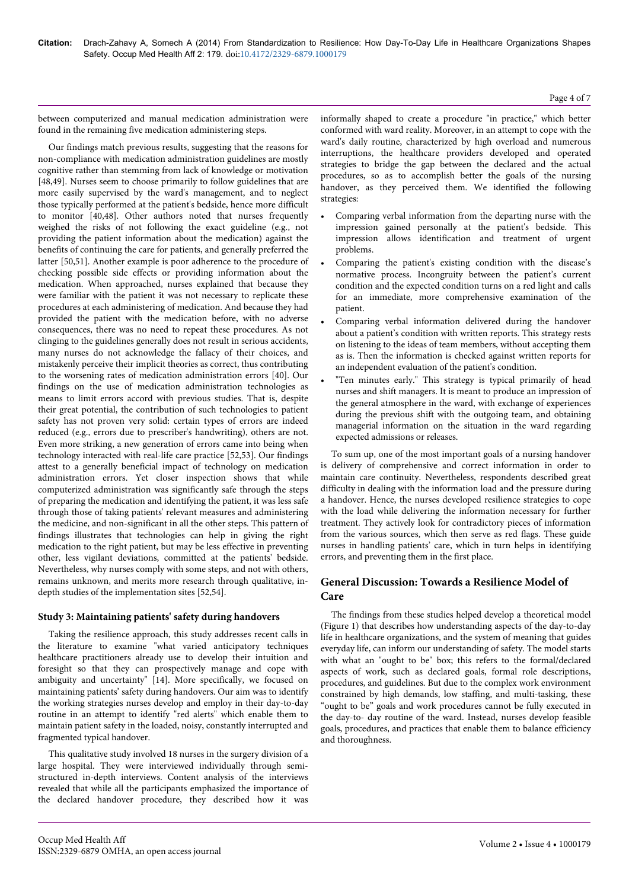between computerized and manual medication administration were found in the remaining five medication administering steps.

Our findings match previous results, suggesting that the reasons for non-compliance with medication administration guidelines are mostly cognitive rather than stemming from lack of knowledge or motivation [48,49]. Nurses seem to choose primarily to follow guidelines that are more easily supervised by the ward's management, and to neglect those typically performed at the patient's bedside, hence more difficult to monitor [40,48]. Other authors noted that nurses frequently weighed the risks of not following the exact guideline (e.g., not providing the patient information about the medication) against the benefits of continuing the care for patients, and generally preferred the latter [50,51]. Another example is poor adherence to the procedure of checking possible side effects or providing information about the medication. When approached, nurses explained that because they were familiar with the patient it was not necessary to replicate these procedures at each administering of medication. And because they had provided the patient with the medication before, with no adverse consequences, there was no need to repeat these procedures. As not clinging to the guidelines generally does not result in serious accidents, many nurses do not acknowledge the fallacy of their choices, and mistakenly perceive their implicit theories as correct, thus contributing to the worsening rates of medication administration errors [40]. Our findings on the use of medication administration technologies as means to limit errors accord with previous studies. That is, despite their great potential, the contribution of such technologies to patient safety has not proven very solid: certain types of errors are indeed reduced (e.g., errors due to prescriber's handwriting), others are not. Even more striking, a new generation of errors came into being when technology interacted with real-life care practice [52,53]. Our findings attest to a generally beneficial impact of technology on medication administration errors. Yet closer inspection shows that while computerized administration was significantly safe through the steps of preparing the medication and identifying the patient, it was less safe through those of taking patients' relevant measures and administering the medicine, and non-significant in all the other steps. This pattern of findings illustrates that technologies can help in giving the right medication to the right patient, but may be less effective in preventing other, less vigilant deviations, committed at the patients' bedside. Nevertheless, why nurses comply with some steps, and not with others, remains unknown, and merits more research through qualitative, in-depth studies of the implementation sites [52,54].

### Study 3: Maintaining patients' safety during handovers

Taking the resilience approach, this study addresses recent calls in the literature to examine "what varied anticipatory techniques healthcare practitioners already use to develop their intuition and foresight so that they can prospectively manage and cope with ambiguity and uncertainty" [14]. More specifically, we focused on maintaining patients' safety during handovers. Our aim was to identify the working strategies nurses develop and employ in their day-to-day routine in an attempt to identify "red alerts" which enable them to maintain patient safety in the loaded, noisy, constantly interrupted and fragmented typical handover.

This qualitative study involved 18 nurses in the surgery division of a large hospital. They were interviewed individually through semi-structured in-depth interviews. Content analysis of the interviews revealed that while all the participants emphasized the importance of the declared handover procedure, they described how it was informally shaped to create a procedure "in practice," which better conformed with ward reality. Moreover, in an attempt to cope with the ward's daily routine, characterized by high overload and numerous interruptions, the healthcare providers developed and operated strategies to bridge the gap between the declared and the actual procedures, so as to accomplish better the goals of the nursing handover, as they perceived them. We identified the following strategies:

- Comparing verbal information from the departing nurse with the impression gained personally at the patient's bedside. This impression allows identification and treatment of urgent problems.
- Comparing the patient's existing condition with the disease's normative process. Incongruity between the patient's current condition and the expected condition turns on a red light and calls for an immediate, more comprehensive examination of the patient.
- Comparing verbal information delivered during the handover about a patient's condition with written reports. This strategy rests on listening to the ideas of team members, without accepting them as is. Then the information is checked against written reports for an independent evaluation of the patient's condition.
- "Ten minutes early." This strategy is typical primarily of head nurses and shift managers. It is meant to produce an impression of the general atmosphere in the ward, with exchange of experiences during the previous shift with the outgoing team, and obtaining managerial information on the situation in the ward regarding expected admissions or releases.

To sum up, one of the most important goals of a nursing handover is delivery of comprehensive and correct information in order to maintain care continuity. Nevertheless, respondents described great difficulty in dealing with the information load and the pressure during a handover. Hence, the nurses developed resilience strategies to cope with the load while delivering the information necessary for further treatment. They actively look for contradictory pieces of information from the various sources, which then serve as red flags. These guide nurses in handling patients' care, which in turn helps in identifying errors, and preventing them in the first place.

## General Discussion: Towards a Resilience Model of Care

The findings from these studies helped develop a theoretical model (Figure 1) that describes how understanding aspects of the day-to-day life in healthcare organizations, and the system of meaning that guides everyday life, can inform our understanding of safety. The model starts with what an "ought to be" box; this refers to the formal/declared aspects of work, such as declared goals, formal role descriptions, procedures, and guidelines. But due to the complex work environment constrained by high demands, low staffing, and multi-tasking, these "ought to be" goals and work procedures cannot be fully executed in the day-to- day routine of the ward. Instead, nurses develop feasible goals, procedures, and practices that enable them to balance efficiency and thoroughness.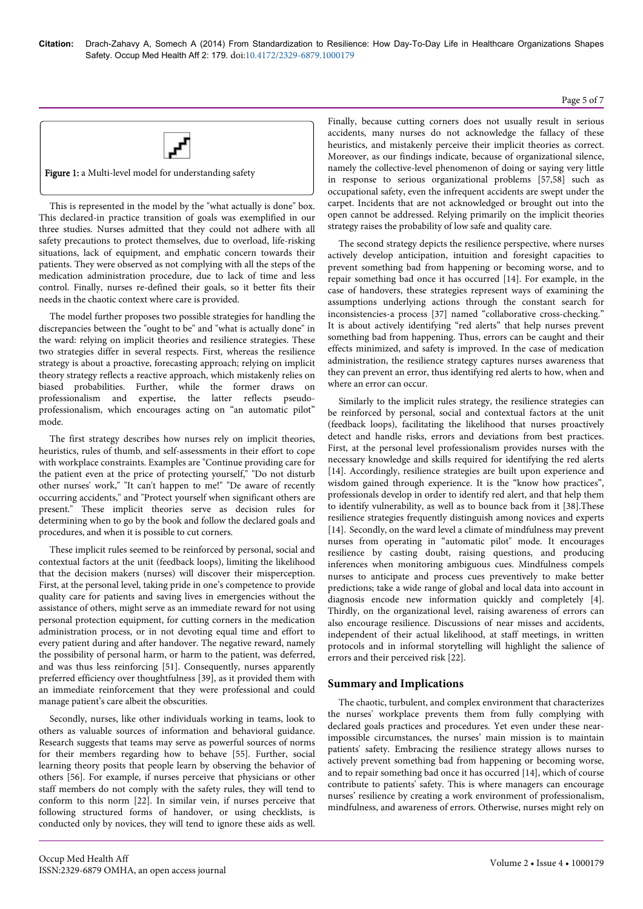Figure 1: a Multi-level model for understanding safety

This is represented in the model by the "what actually is done" box. This declared-in practice transition of goals was exemplified in our three studies. Nurses admitted that they could not adhere with all safety precautions to protect themselves, due to overload, life-risking situations, lack of equipment, and emphatic concern towards their patients. They were observed as not complying with all the steps of the medication administration procedure, due to lack of time and less control. Finally, nurses re-defined their goals, so it better fits their needs in the chaotic context where care is provided.

The model further proposes two possible strategies for handling the discrepancies between the "ought to be" and "what is actually done" in the ward: relying on implicit theories and resilience strategies. These two strategies differ in several respects. First, whereas the resilience strategy is about a proactive, forecasting approach; relying on implicit theory strategy reflects a reactive approach, which mistakenly relies on biased probabilities. Further, while the former draws on professionalism and expertise, the latter reflects pseudo-professionalism, which encourages acting on "an automatic pilot" mode.

The first strategy describes how nurses rely on implicit theories, heuristics, rules of thumb, and self-assessments in their effort to cope with workplace constraints. Examples are "Continue providing care for the patient even at the price of protecting yourself," "Do not disturb other nurses' work," "It can't happen to me!" "De aware of recently occurring accidents," and "Protect yourself when significant others are present." These implicit theories serve as decision rules for determining when to go by the book and follow the declared goals and procedures, and when it is possible to cut corners.

These implicit rules seemed to be reinforced by personal, social and contextual factors at the unit (feedback loops), limiting the likelihood that the decision makers (nurses) will discover their misperception. First, at the personal level, taking pride in one's competence to provide quality care for patients and saving lives in emergencies without the assistance of others, might serve as an immediate reward for not using personal protection equipment, for cutting corners in the medication administration process, or in not devoting equal time and effort to every patient during and after handover. The negative reward, namely the possibility of personal harm, or harm to the patient, was deferred, and was thus less reinforcing [51]. Consequently, nurses apparently preferred efficiency over thoughtfulness [39], as it provided them with an immediate reinforcement that they were professional and could manage patient's care albeit the obscurities.

Secondly, nurses, like other individuals working in teams, look to others as valuable sources of information and behavioral guidance. Research suggests that teams may serve as powerful sources of norms for their members regarding how to behave [55]. Further, social learning theory posits that people learn by observing the behavior of others [56]. For example, if nurses perceive that physicians or other staff members do not comply with the safety rules, they will tend to conform to this norm [22]. In similar vein, if nurses perceive that following structured forms of handover, or using checklists, is conducted only by novices, they will tend to ignore these aids as well. Finally, because cutting corners does not usually result in serious accidents, many nurses do not acknowledge the fallacy of these heuristics, and mistakenly perceive their implicit theories as correct. Moreover, as our findings indicate, because of organizational silence, namely the collective-level phenomenon of doing or saying very little in response to serious organizational problems [57,58] such as occupational safety, even the infrequent accidents are swept under the carpet. Incidents that are not acknowledged or brought out into the open cannot be addressed. Relying primarily on the implicit theories strategy raises the probability of low safe and quality care.

The second strategy depicts the resilience perspective, where nurses actively develop anticipation, intuition and foresight capacities to prevent something bad from happening or becoming worse, and to repair something bad once it has occurred [14]. For example, in the case of handovers, these strategies represent ways of examining the assumptions underlying actions through the constant search for inconsistencies-a process [37] named "collaborative cross-checking." It is about actively identifying "red alerts" that help nurses prevent something bad from happening. Thus, errors can be caught and their effects minimized, and safety is improved. In the case of medication administration, the resilience strategy captures nurses awareness that they can prevent an error, thus identifying red alerts to how, when and where an error can occur.

Similarly to the implicit rules strategy, the resilience strategies can be reinforced by personal, social and contextual factors at the unit (feedback loops), facilitating the likelihood that nurses proactively detect and handle risks, errors and deviations from best practices. First, at the personal level professionalism provides nurses with the necessary knowledge and skills required for identifying the red alerts [14]. Accordingly, resilience strategies are built upon experience and wisdom gained through experience. It is the "know how practices", professionals develop in order to identify red alert, and that help them to identify vulnerability, as well as to bounce back from it [38].These resilience strategies frequently distinguish among novices and experts [14]. Secondly, on the ward level a climate of mindfulness may prevent nurses from operating in "automatic pilot" mode. It encourages resilience by casting doubt, raising questions, and producing inferences when monitoring ambiguous cues. Mindfulness compels nurses to anticipate and process cues preventively to make better predictions; take a wide range of global and local data into account in diagnosis encode new information quickly and completely [4]. Thirdly, on the organizational level, raising awareness of errors can also encourage resilience. Discussions of near misses and accidents, independent of their actual likelihood, at staff meetings, in written protocols and in informal storytelling will highlight the salience of errors and their perceived risk [22].

## Summary and Implications

The chaotic, turbulent, and complex environment that characterizes the nurses' workplace prevents them from fully complying with declared goals practices and procedures. Yet even under these near-impossible circumstances, the nurses' main mission is to maintain patients' safety. Embracing the resilience strategy allows nurses to actively prevent something bad from happening or becoming worse, and to repair something bad once it has occurred [14], which of course contribute to patients' safety. This is where managers can encourage nurses' resilience by creating a work environment of professionalism, mindfulness, and awareness of errors. Otherwise, nurses might rely on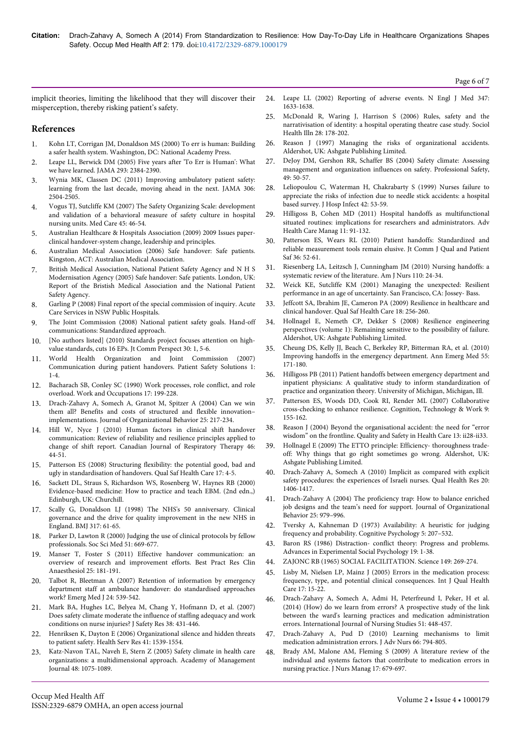implicit theories, limiting the likelihood that they will discover their misperception, thereby risking patient's safety.

## References

1. Kohn LT, Corrigan JM, Donaldson MS (2000) To err is human: Building a safer health system. Washington, DC: National Academy Press.
2. Leape LL, Berwick DM (2005) Five years after 'To Err is Human': What we have learned. JAMA 293: 2384-2390.
3. Wynia MK, Classen DC (2011) Improving ambulatory patient safety: learning from the last decade, moving ahead in the next. JAMA 306: 2504-2505.
4. Vogus TJ, Sutcliffe KM (2007) The Safety Organizing Scale: development and validation of a behavioral measure of safety culture in hospital nursing units. Med Care 45: 46-54.
5. Australian Healthcare & Hospitals Association (2009) 2009 Issues paper-clinical handover-system change, leadership and principles.
6. Australian Medical Association (2006) Safe handover: Safe patients. Kingston, ACT: Australian Medical Association.
7. British Medical Association, National Patient Safety Agency and N H S Modernisation Agency (2005) Safe handover: Safe patients. London, UK: Report of the Bristish Medical Association and the National Patient Safety Agency.
8. Garling P (2008) Final report of the special commission of inquiry. Acute Care Services in NSW Public Hospitals.
9. The Joint Commission (2008) National patient safety goals. Hand-off communications: Standardized approach.
10. [No authors listed] (2010) Standards project focuses attention on high-value standards, cuts 16 EPs. Jt Comm Perspect 30: 1, 5-6.
11. World Health Organization and Joint Commission (2007) Communication during patient handovers. Patient Safety Solutions 1: 1-4.
12. Bacharach SB, Conley SC (1990) Work processes, role conflict, and role overload. Work and Occupations 17: 199-228.
13. Drach-Zahavy A, Somech A, Granot M, Spitzer A (2004) Can we win them all? Benefits and costs of structured and flexible innovation–implementations. Journal of Organizational Behavior 25: 217-234.
14. Hill W, Nyce J (2010) Human factors in clinical shift handover communication: Review of reliability and resilience principles applied to change of shift report. Canadian Journal of Respiratory Therapy 46: 44-51.
15. Patterson ES (2008) Structuring flexibility: the potential good, bad and ugly in standardisation of handovers. Qual Saf Health Care 17: 4-5.
16. Sackett DL, Straus S, Richardson WS, Rosenberg W, Haynes RB (2000) Evidence-based medicine: How to practice and teach EBM. (2nd edn.,) Edinburgh, UK: Churchill.
17. Scally G, Donaldson LJ (1998) The NHS's 50 anniversary. Clinical governance and the drive for quality improvement in the new NHS in England. BMJ 317: 61-65.
18. Parker D, Lawton R (2000) Judging the use of clinical protocols by fellow professionals. Soc Sci Med 51: 669-677.
19. Manser T, Foster S (2011) Effective handover communication: an overview of research and improvement efforts. Best Pract Res Clin Anaesthesiol 25: 181-191.
20. Talbot R, Bleetman A (2007) Retention of information by emergency department staff at ambulance handover: do standardised approaches work? Emerg Med J 24: 539-542.
21. Mark BA, Hughes LC, Belyea M, Chang Y, Hofmann D, et al. (2007) Does safety climate moderate the influence of staffing adequacy and work conditions on nurse injuries? J Safety Res 38: 431-446.
22. Henriksen K, Dayton E (2006) Organizational silence and hidden threats to patient safety. Health Serv Res 41: 1539-1554.
23. Katz-Navon TAL, Naveh E, Stern Z (2005) Safety climate in health care organizations: a multidimensional approach. Academy of Management Journal 48: 1075-1089.
24. Leape LL (2002) Reporting of adverse events. N Engl J Med 347: 1633-1638.
25. McDonald R, Waring J, Harrison S (2006) Rules, safety and the narrativisation of identity: a hospital operating theatre case study. Sociol Health Illn 28: 178-202.
26. Reason J (1997) Managing the risks of organizational accidents. Aldershot, UK: Ashgate Publishing Limited.
27. DeJoy DM, Gershon RR, Schaffer BS (2004) Safety climate: Assessing management and organization influences on safety. Professional Safety, 49: 50-57.
28. Leliopoulou C, Waterman H, Chakrabarty S (1999) Nurses failure to appreciate the risks of infection due to needle stick accidents: a hospital based survey. J Hosp Infect 42: 53-59.
29. Hilligoss B, Cohen MD (2011) Hospital handoffs as multifunctional situated routines: implications for researchers and administrators. Adv Health Care Manag 11: 91-132.
30. Patterson ES, Wears RL (2010) Patient handoffs: Standardized and reliable measurement tools remain elusive. Jt Comm J Qual and Patient Saf 36: 52-61.
31. Riesenberg LA, Leitzsch J, Cunningham JM (2010) Nursing handoffs: a systematic review of the literature. Am J Nurs 110: 24-34.
32. Weick KE, Sutcliffe KM (2001) Managing the unexpected: Resilient performance in an age of uncertainty. San Francisco, CA: Jossey- Bass.
33. Jeffcott SA, Ibrahim JE, Cameron PA (2009) Resilience in healthcare and clinical handover. Qual Saf Health Care 18: 256-260.
34. Hollnagel E, Nemeth CP, Dekker S (2008) Resilience engineering perspectives (volume 1): Remaining sensitive to the possibility of failure. Aldershot, UK: Ashgate Publishing Limited.
35. Cheung DS, Kelly JJ, Beach C, Berkeley RP, Bitterman RA, et al. (2010) Improving handoffs in the emergency department. Ann Emerg Med 55: 171-180.
36. Hilligoss PB (2011) Patient handoffs between emergency department and inpatient physicians: A qualitative study to inform standardization of practice and organization theory. University of Michigan, Michigan, Ill.
37. Patterson ES, Woods DD, Cook RI, Render ML (2007) Collaborative cross-checking to enhance resilience. Cognition, Technology & Work 9: 155-162.
38. Reason J (2004) Beyond the organisational accident: the need for "error wisdom" on the frontline. Quality and Safety in Health Care 13: ii28-ii33.
39. Hollnagel E (2009) The ETTO principle: Efficiency- thoroughness trade-off: Why things that go right sometimes go wrong. Aldershot, UK: Ashgate Publishing Limited.
40. Drach-Zahavy A, Somech A (2010) Implicit as compared with explicit safety procedures: the experiences of Israeli nurses. Qual Health Res 20: 1406-1417.
41. Drach-Zahavy A (2004) The proficiency trap: How to balance enriched job designs and the team's need for support. Journal of Organizational Behavior 25: 979–996.
42. Tversky A, Kahneman D (1973) Availability: A heuristic for judging frequency and probability. Cognitive Psychology 5: 207–532.
43. Baron RS (1986) Distraction- conflict theory: Progress and problems. Advances in Experimental Social Psychology 19: 1-38.
44. ZAJONC RB (1965) SOCIAL FACILITATION. Science 149: 269-274.
45. Lisby M, Nielsen LP, Mainz J (2005) Errors in the medication process: frequency, type, and potential clinical consequences. Int J Qual Health Care 17: 15-22.
46. Drach-Zahavy A, Somech A, Admi H, Peterfreund I, Peker, H et al. (2014) (How) do we learn from errors? A prospective study of the link between the ward's learning practices and medication administration errors. International Journal of Nursing Studies 51: 448-457.
47. Drach-Zahavy A, Pud D (2010) Learning mechanisms to limit medication administration errors. J Adv Nurs 66: 794-805.
48. Brady AM, Malone AM, Fleming S (2009) A literature review of the individual and systems factors that contribute to medication errors in nursing practice. J Nurs Manag 17: 679-697.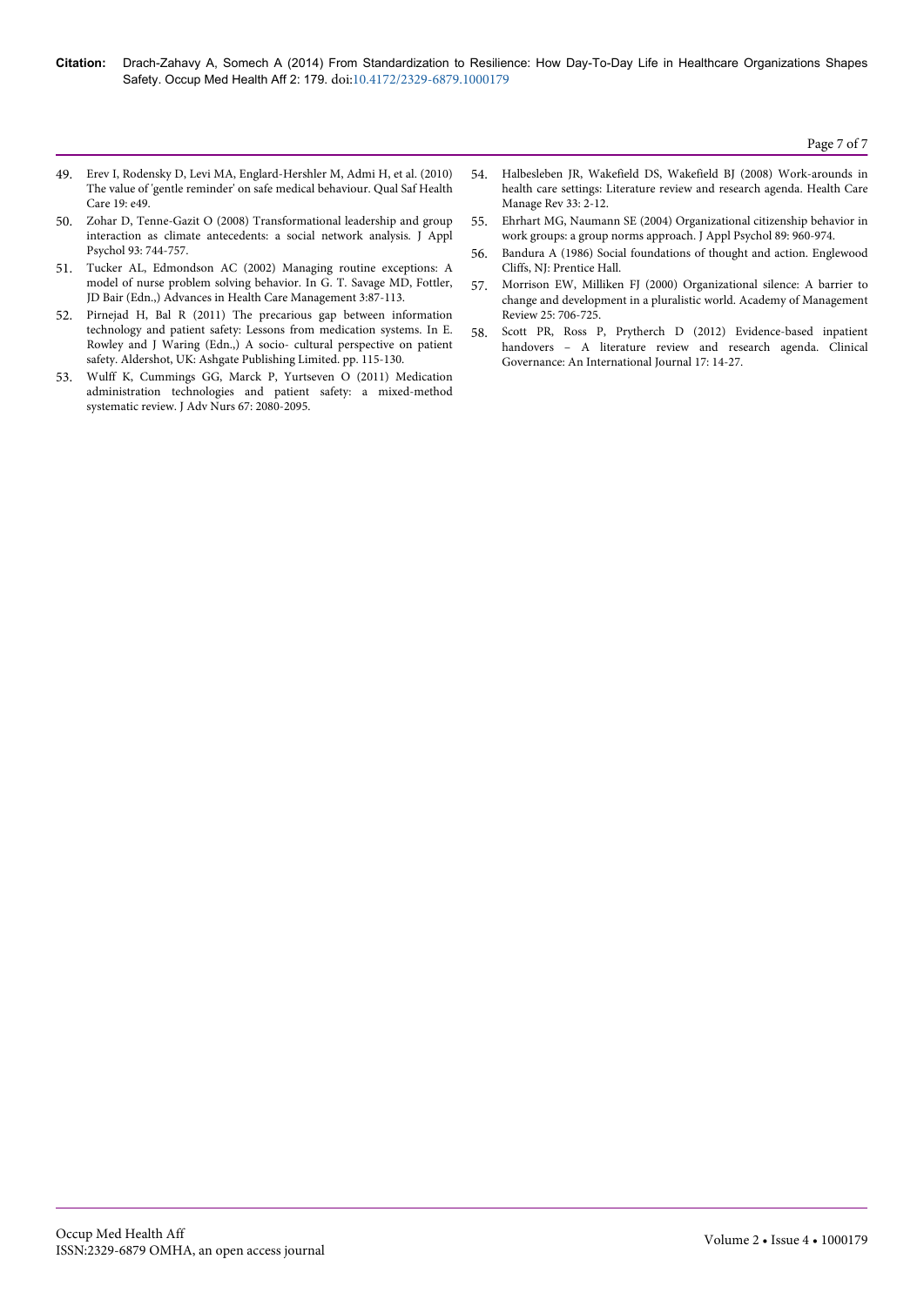49. Erev I, Rodensky D, Levi MA, Englard-Hershler M, Admi H, et al. (2010) The value of 'gentle reminder' on safe medical behaviour. Qual Saf Health Care 19: e49.
50. Zohar D, Tenne-Gazit O (2008) Transformational leadership and group interaction as climate antecedents: a social network analysis. J Appl Psychol 93: 744-757.
51. Tucker AL, Edmondson AC (2002) Managing routine exceptions: A model of nurse problem solving behavior. In G. T. Savage MD, Fottler, JD Bair (Edn.,) Advances in Health Care Management 3:87-113.
52. Pirnejad H, Bal R (2011) The precarious gap between information technology and patient safety: Lessons from medication systems. In E. Rowley and J Waring (Edn.,) A socio- cultural perspective on patient safety. Aldershot, UK: Ashgate Publishing Limited. pp. 115-130.
53. Wulff K, Cummings GG, Marck P, Yurtseven O (2011) Medication administration technologies and patient safety: a mixed-method systematic review. J Adv Nurs 67: 2080-2095.
54. Halbesleben JR, Wakefield DS, Wakefield BJ (2008) Work-arounds in health care settings: Literature review and research agenda. Health Care Manage Rev 33: 2-12.
55. Ehrhart MG, Naumann SE (2004) Organizational citizenship behavior in work groups: a group norms approach. J Appl Psychol 89: 960-974.
56. Bandura A (1986) Social foundations of thought and action. Englewood Cliffs, NJ: Prentice Hall.
57. Morrison EW, Milliken FJ (2000) Organizational silence: A barrier to change and development in a pluralistic world. Academy of Management Review 25: 706-725.
58. Scott PR, Ross P, Prytherch D (2012) Evidence-based inpatient handovers – A literature review and research agenda. Clinical Governance: An International Journal 17: 14-27.